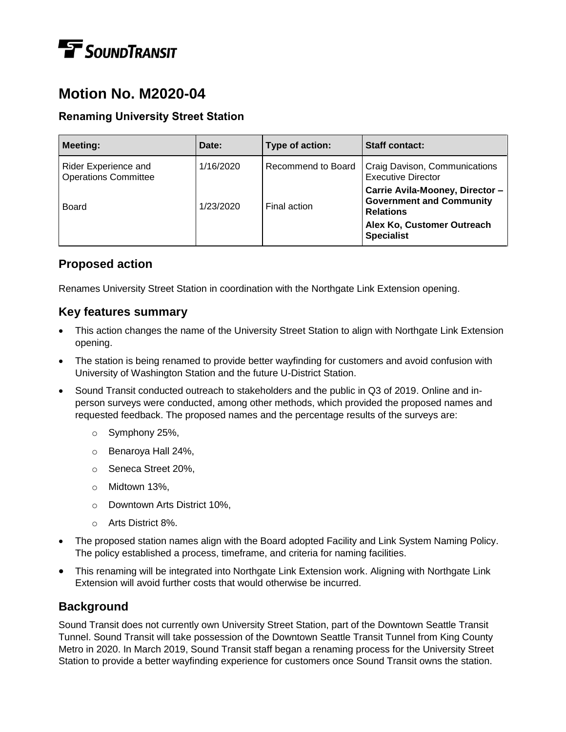# Motion No. M2020-04

### Renaming University Street Station

| Meeting: | Date: | Type of action: | Staff contact: |
|---|---|---|---|
| Rider Experience and Operations Committee | 1/16/2020 | Recommend to Board | Craig Davison, Communications Executive Director |
| Board | 1/23/2020 | Final action | **Carrie Avila-Mooney, Director – Government and Community Relations** **Alex Ko, Customer Outreach Specialist** |

## Proposed action

Renames University Street Station in coordination with the Northgate Link Extension opening.

## Key features summary

- This action changes the name of the University Street Station to align with Northgate Link Extension opening.
- The station is being renamed to provide better wayfinding for customers and avoid confusion with University of Washington Station and the future U-District Station.
- Sound Transit conducted outreach to stakeholders and the public in Q3 of 2019. Online and in-person surveys were conducted, among other methods, which provided the proposed names and requested feedback. The proposed names and the percentage results of the surveys are:
  - Symphony 25%,
  - Benaroya Hall 24%,
  - Seneca Street 20%,
  - Midtown 13%,
  - Downtown Arts District 10%,
  - Arts District 8%.
- The proposed station names align with the Board adopted Facility and Link System Naming Policy. The policy established a process, timeframe, and criteria for naming facilities.
- This renaming will be integrated into Northgate Link Extension work. Aligning with Northgate Link Extension will avoid further costs that would otherwise be incurred.

## Background

Sound Transit does not currently own University Street Station, part of the Downtown Seattle Transit Tunnel. Sound Transit will take possession of the Downtown Seattle Transit Tunnel from King County Metro in 2020. In March 2019, Sound Transit staff began a renaming process for the University Street Station to provide a better wayfinding experience for customers once Sound Transit owns the station.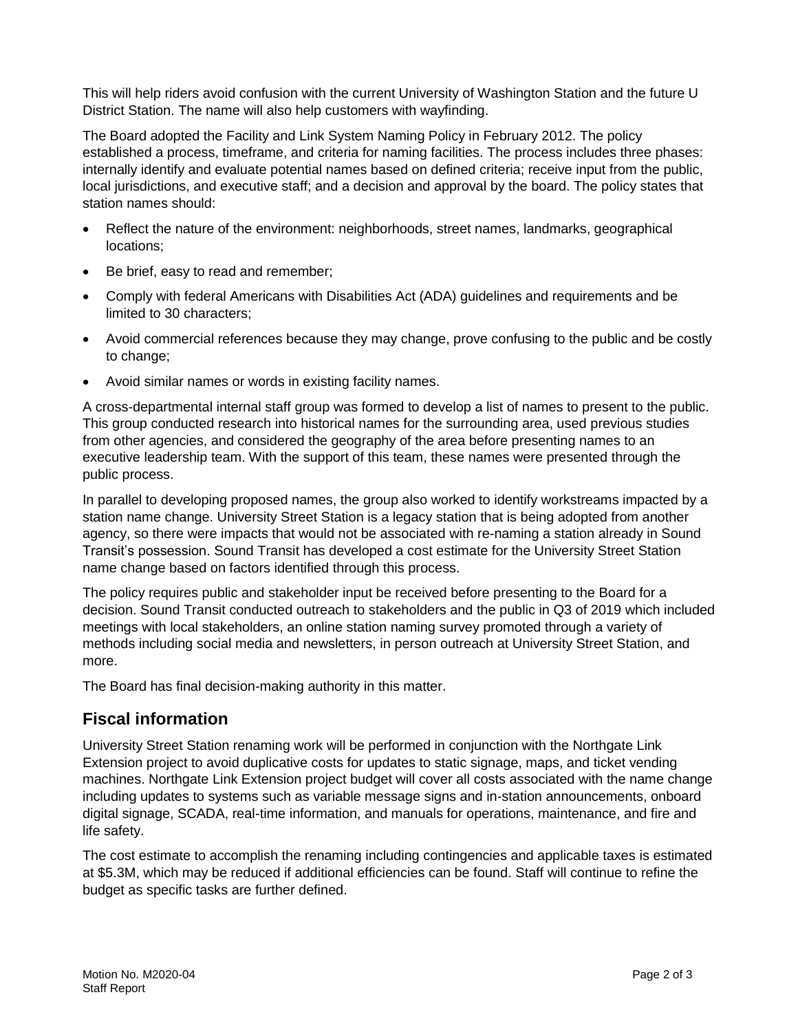This will help riders avoid confusion with the current University of Washington Station and the future U District Station. The name will also help customers with wayfinding.

The Board adopted the Facility and Link System Naming Policy in February 2012. The policy established a process, timeframe, and criteria for naming facilities. The process includes three phases: internally identify and evaluate potential names based on defined criteria; receive input from the public, local jurisdictions, and executive staff; and a decision and approval by the board. The policy states that station names should:

- Reflect the nature of the environment: neighborhoods, street names, landmarks, geographical locations;
- Be brief, easy to read and remember;
- Comply with federal Americans with Disabilities Act (ADA) guidelines and requirements and be limited to 30 characters;
- Avoid commercial references because they may change, prove confusing to the public and be costly to change;
- Avoid similar names or words in existing facility names.

A cross-departmental internal staff group was formed to develop a list of names to present to the public. This group conducted research into historical names for the surrounding area, used previous studies from other agencies, and considered the geography of the area before presenting names to an executive leadership team. With the support of this team, these names were presented through the public process.

In parallel to developing proposed names, the group also worked to identify workstreams impacted by a station name change. University Street Station is a legacy station that is being adopted from another agency, so there were impacts that would not be associated with re-naming a station already in Sound Transit's possession. Sound Transit has developed a cost estimate for the University Street Station name change based on factors identified through this process.

The policy requires public and stakeholder input be received before presenting to the Board for a decision. Sound Transit conducted outreach to stakeholders and the public in Q3 of 2019 which included meetings with local stakeholders, an online station naming survey promoted through a variety of methods including social media and newsletters, in person outreach at University Street Station, and more.

The Board has final decision-making authority in this matter.

## Fiscal information

University Street Station renaming work will be performed in conjunction with the Northgate Link Extension project to avoid duplicative costs for updates to static signage, maps, and ticket vending machines. Northgate Link Extension project budget will cover all costs associated with the name change including updates to systems such as variable message signs and in-station announcements, onboard digital signage, SCADA, real-time information, and manuals for operations, maintenance, and fire and life safety.

The cost estimate to accomplish the renaming including contingencies and applicable taxes is estimated at $5.3M, which may be reduced if additional efficiencies can be found. Staff will continue to refine the budget as specific tasks are further defined.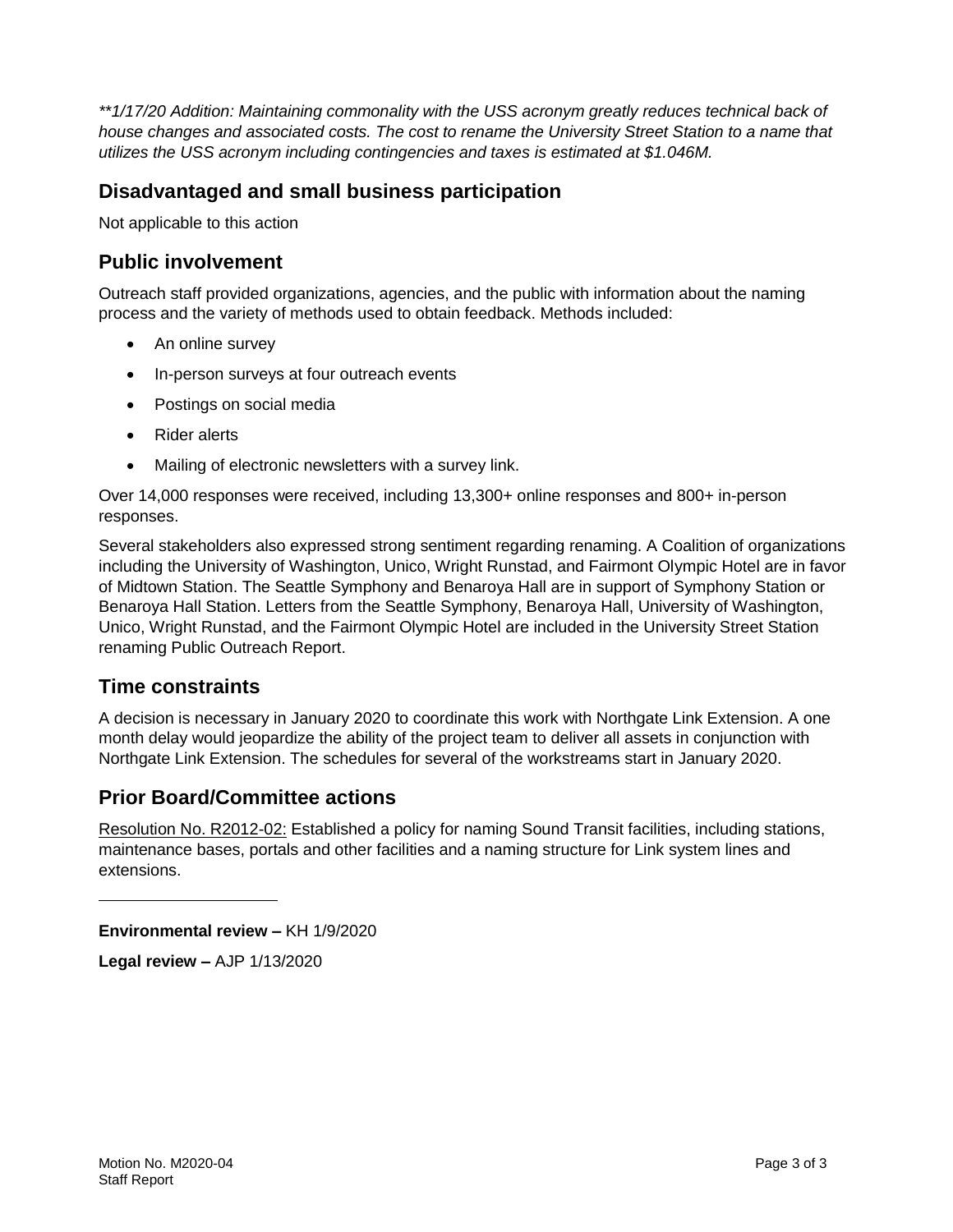*\*\*1/17/20 Addition: Maintaining commonality with the USS acronym greatly reduces technical back of house changes and associated costs. The cost to rename the University Street Station to a name that utilizes the USS acronym including contingencies and taxes is estimated at $1.046M.*

## Disadvantaged and small business participation

Not applicable to this action

## Public involvement

Outreach staff provided organizations, agencies, and the public with information about the naming process and the variety of methods used to obtain feedback. Methods included:

- An online survey
- In-person surveys at four outreach events
- Postings on social media
- Rider alerts
- Mailing of electronic newsletters with a survey link.

Over 14,000 responses were received, including 13,300+ online responses and 800+ in-person responses.

Several stakeholders also expressed strong sentiment regarding renaming. A Coalition of organizations including the University of Washington, Unico, Wright Runstad, and Fairmont Olympic Hotel are in favor of Midtown Station. The Seattle Symphony and Benaroya Hall are in support of Symphony Station or Benaroya Hall Station. Letters from the Seattle Symphony, Benaroya Hall, University of Washington, Unico, Wright Runstad, and the Fairmont Olympic Hotel are included in the University Street Station renaming Public Outreach Report.

## Time constraints

A decision is necessary in January 2020 to coordinate this work with Northgate Link Extension. A one month delay would jeopardize the ability of the project team to deliver all assets in conjunction with Northgate Link Extension. The schedules for several of the workstreams start in January 2020.

## Prior Board/Committee actions

Resolution No. R2012-02: Established a policy for naming Sound Transit facilities, including stations, maintenance bases, portals and other facilities and a naming structure for Link system lines and extensions.

---

**Environmental review –** KH 1/9/2020

**Legal review –** AJP 1/13/2020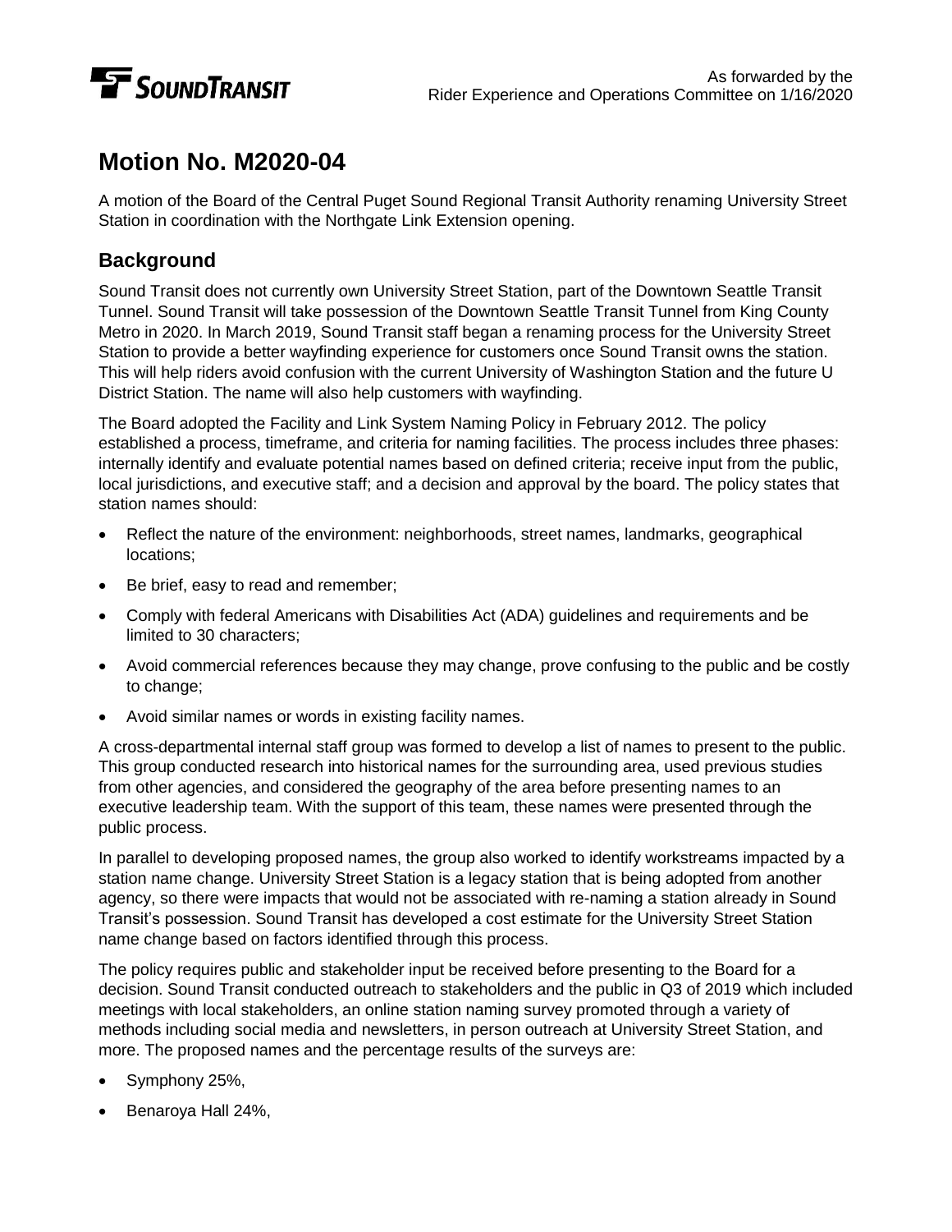As forwarded by the
Rider Experience and Operations Committee on 1/16/2020

# Motion No. M2020-04

A motion of the Board of the Central Puget Sound Regional Transit Authority renaming University Street Station in coordination with the Northgate Link Extension opening.

## Background

Sound Transit does not currently own University Street Station, part of the Downtown Seattle Transit Tunnel. Sound Transit will take possession of the Downtown Seattle Transit Tunnel from King County Metro in 2020. In March 2019, Sound Transit staff began a renaming process for the University Street Station to provide a better wayfinding experience for customers once Sound Transit owns the station. This will help riders avoid confusion with the current University of Washington Station and the future U District Station. The name will also help customers with wayfinding.

The Board adopted the Facility and Link System Naming Policy in February 2012. The policy established a process, timeframe, and criteria for naming facilities. The process includes three phases: internally identify and evaluate potential names based on defined criteria; receive input from the public, local jurisdictions, and executive staff; and a decision and approval by the board. The policy states that station names should:

- Reflect the nature of the environment: neighborhoods, street names, landmarks, geographical locations;
- Be brief, easy to read and remember;
- Comply with federal Americans with Disabilities Act (ADA) guidelines and requirements and be limited to 30 characters;
- Avoid commercial references because they may change, prove confusing to the public and be costly to change;
- Avoid similar names or words in existing facility names.

A cross-departmental internal staff group was formed to develop a list of names to present to the public. This group conducted research into historical names for the surrounding area, used previous studies from other agencies, and considered the geography of the area before presenting names to an executive leadership team. With the support of this team, these names were presented through the public process.

In parallel to developing proposed names, the group also worked to identify workstreams impacted by a station name change. University Street Station is a legacy station that is being adopted from another agency, so there were impacts that would not be associated with re-naming a station already in Sound Transit's possession. Sound Transit has developed a cost estimate for the University Street Station name change based on factors identified through this process.

The policy requires public and stakeholder input be received before presenting to the Board for a decision. Sound Transit conducted outreach to stakeholders and the public in Q3 of 2019 which included meetings with local stakeholders, an online station naming survey promoted through a variety of methods including social media and newsletters, in person outreach at University Street Station, and more. The proposed names and the percentage results of the surveys are:

- Symphony 25%,
- Benaroya Hall 24%,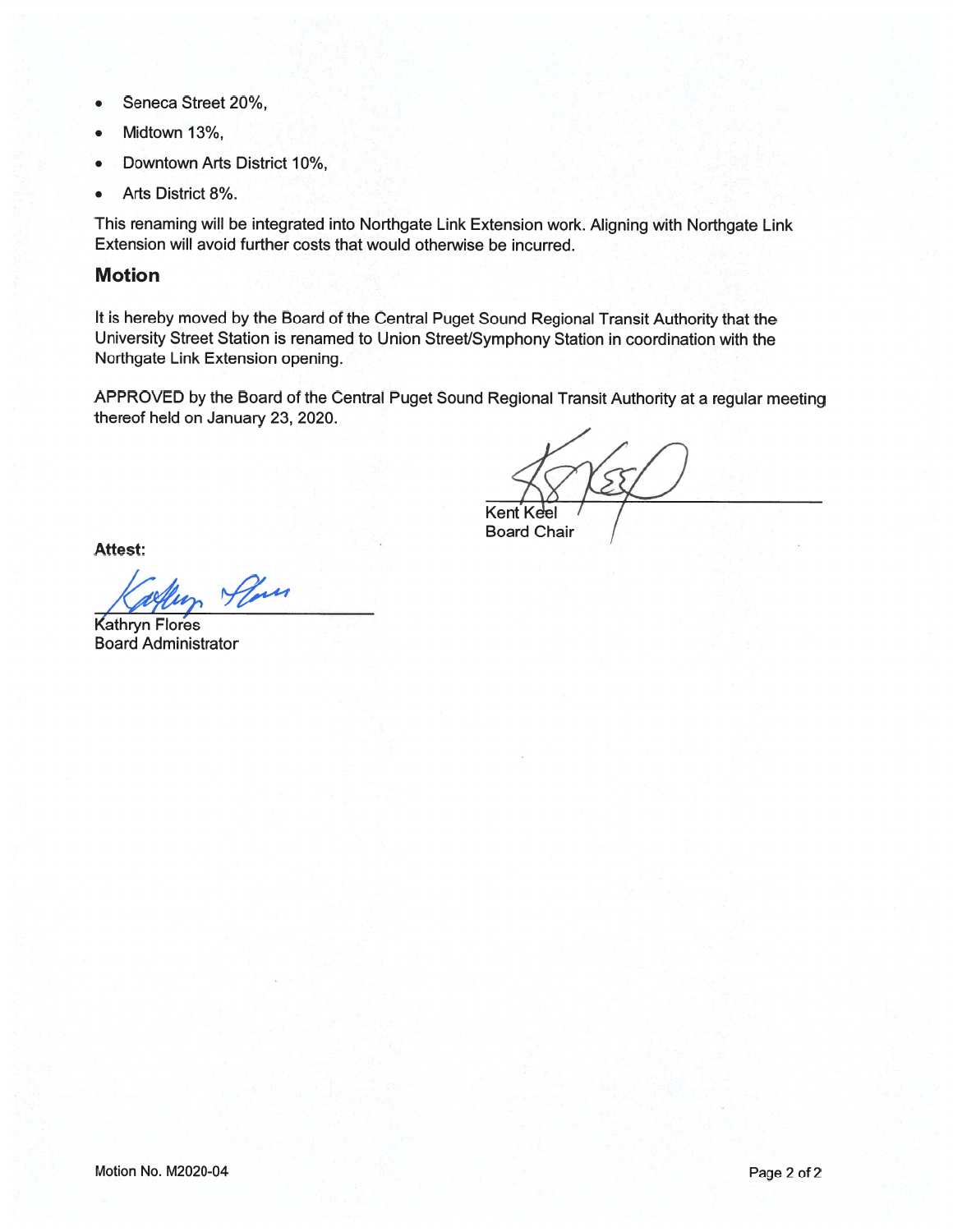- Seneca Street 20%,
- Midtown 13%,
- Downtown Arts District 10%,
- Arts District 8%.

This renaming will be integrated into Northgate Link Extension work. Aligning with Northgate Link Extension will avoid further costs that would otherwise be incurred.

## Motion

It is hereby moved by the Board of the Central Puget Sound Regional Transit Authority that the University Street Station is renamed to Union Street/Symphony Station in coordination with the Northgate Link Extension opening.

APPROVED by the Board of the Central Puget Sound Regional Transit Authority at a regular meeting thereof held on January 23, 2020.

Kent Keel
Board Chair

**Attest:**

Kathryn Flores
Board Administrator

Motion No. M2020-04